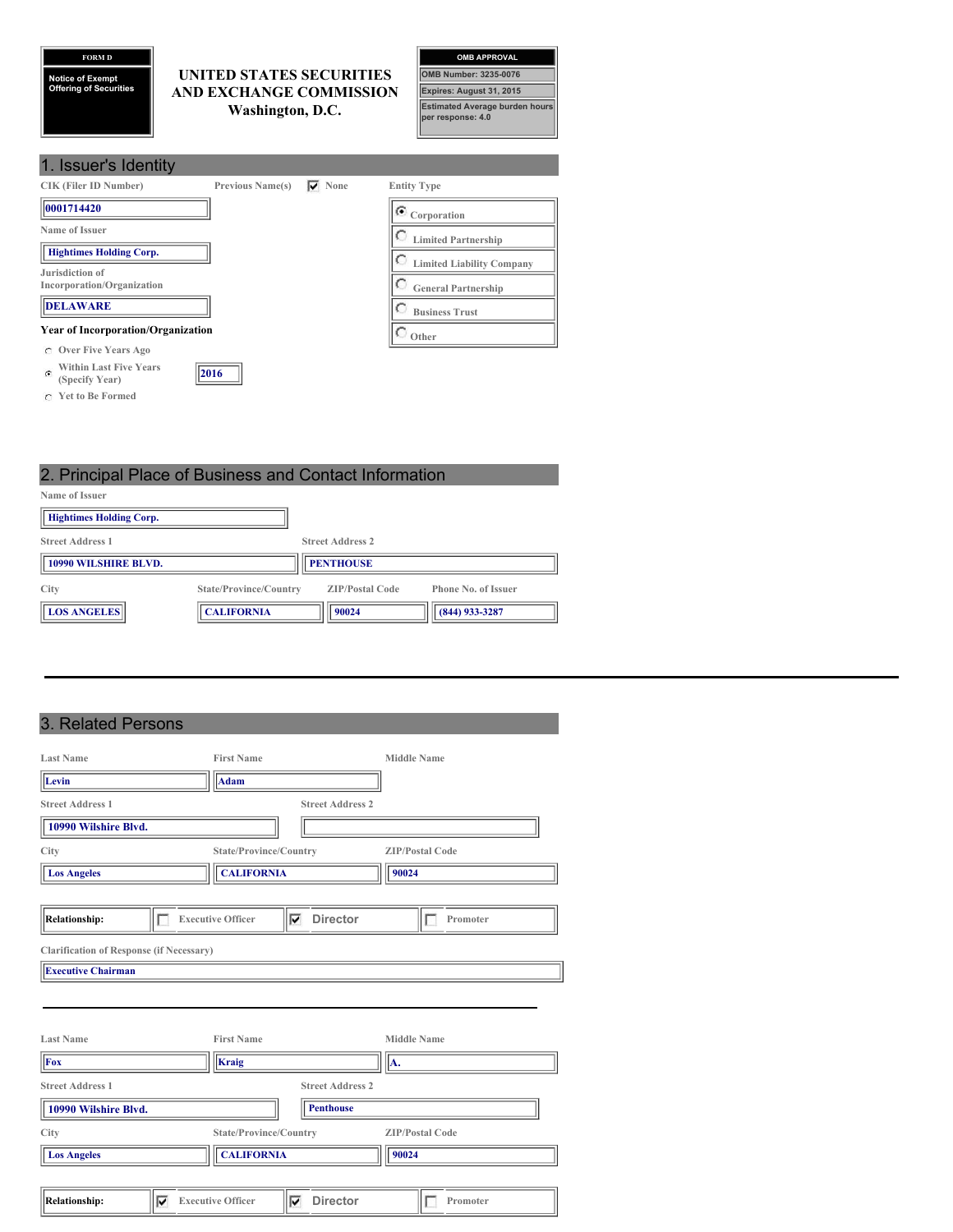**FORM D**

**Notice of Exempt Offering of Securities**

# UNITED STATES SECURITIES AND EXCHANGE COMMISSION
Washington, D.C.

| OMB APPROVAL |
|---|
| OMB Number: 3235-0076 |
| Expires: August 31, 2015 |
| Estimated Average burden hours per response: 4.0 |

## 1. Issuer's Identity

| Field | Value |
|---|---|
| CIK (Filer ID Number) | 0001714420 |
| Previous Name(s) | ☑ None |
| Name of Issuer | Hightimes Holding Corp. |
| Jurisdiction of Incorporation/Organization | DELAWARE |

**Entity Type**

- (●) Corporation
- ( ) Limited Partnership
- ( ) Limited Liability Company
- ( ) General Partnership
- ( ) Business Trust
- ( ) Other

**Year of Incorporation/Organization**

- ( ) Over Five Years Ago
- (●) Within Last Five Years (Specify Year): 2016
- ( ) Yet to Be Formed

## 2. Principal Place of Business and Contact Information

| Field | Value |
|---|---|
| Name of Issuer | Hightimes Holding Corp. |
| Street Address 1 | 10990 WILSHIRE BLVD. |
| Street Address 2 | PENTHOUSE |
| City | LOS ANGELES |
| State/Province/Country | CALIFORNIA |
| ZIP/Postal Code | 90024 |
| Phone No. of Issuer | (844) 933-3287 |

---

## 3. Related Persons

| Last Name | First Name | Middle Name |
|---|---|---|
| Levin | Adam | |

| Street Address 1 | Street Address 2 |
|---|---|
| 10990 Wilshire Blvd. | |

| City | State/Province/Country | ZIP/Postal Code |
|---|---|---|
| Los Angeles | CALIFORNIA | 90024 |

**Relationship:** ☐ Executive Officer ☑ Director ☐ Promoter

Clarification of Response (if Necessary): Executive Chairman

---

| Last Name | First Name | Middle Name |
|---|---|---|
| Fox | Kraig | A. |

| Street Address 1 | Street Address 2 |
|---|---|
| 10990 Wilshire Blvd. | Penthouse |

| City | State/Province/Country | ZIP/Postal Code |
|---|---|---|
| Los Angeles | CALIFORNIA | 90024 |

**Relationship:** ☑ Executive Officer ☑ Director ☐ Promoter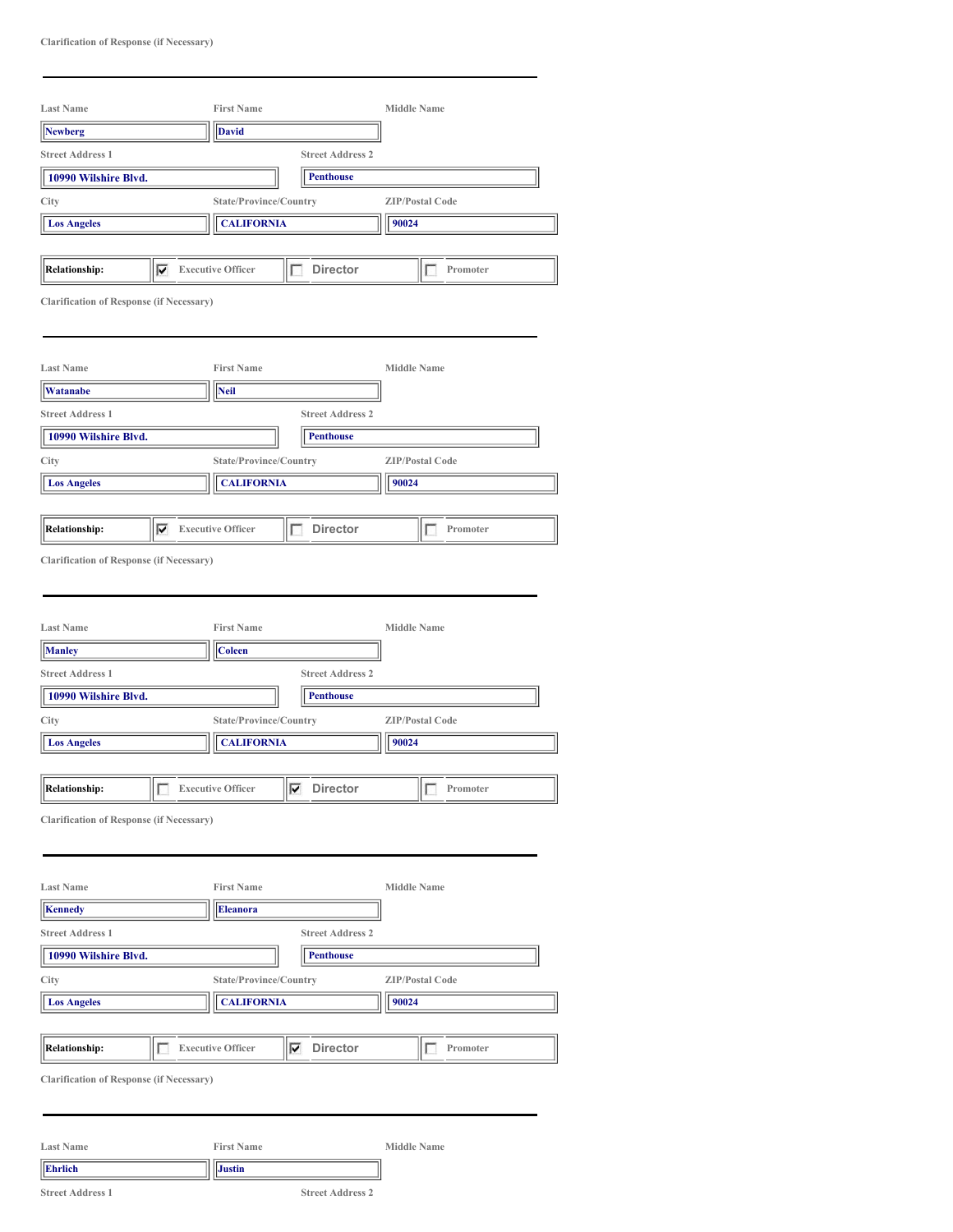Clarification of Response (if Necessary)

---

| Last Name | First Name | Middle Name |
|---|---|---|
| Newberg | David | |

| Street Address 1 | Street Address 2 |
|---|---|
| 10990 Wilshire Blvd. | Penthouse |

| City | State/Province/Country | ZIP/Postal Code |
|---|---|---|
| Los Angeles | CALIFORNIA | 90024 |

| Relationship: | ☑ Executive Officer | ☐ Director | ☐ Promoter |
|---|---|---|---|

Clarification of Response (if Necessary)

---

| Last Name | First Name | Middle Name |
|---|---|---|
| Watanabe | Neil | |

| Street Address 1 | Street Address 2 |
|---|---|
| 10990 Wilshire Blvd. | Penthouse |

| City | State/Province/Country | ZIP/Postal Code |
|---|---|---|
| Los Angeles | CALIFORNIA | 90024 |

| Relationship: | ☑ Executive Officer | ☐ Director | ☐ Promoter |
|---|---|---|---|

Clarification of Response (if Necessary)

---

| Last Name | First Name | Middle Name |
|---|---|---|
| Manley | Coleen | |

| Street Address 1 | Street Address 2 |
|---|---|
| 10990 Wilshire Blvd. | Penthouse |

| City | State/Province/Country | ZIP/Postal Code |
|---|---|---|
| Los Angeles | CALIFORNIA | 90024 |

| Relationship: | ☐ Executive Officer | ☑ Director | ☐ Promoter |
|---|---|---|---|

Clarification of Response (if Necessary)

---

| Last Name | First Name | Middle Name |
|---|---|---|
| Kennedy | Eleanora | |

| Street Address 1 | Street Address 2 |
|---|---|
| 10990 Wilshire Blvd. | Penthouse |

| City | State/Province/Country | ZIP/Postal Code |
|---|---|---|
| Los Angeles | CALIFORNIA | 90024 |

| Relationship: | ☐ Executive Officer | ☑ Director | ☐ Promoter |
|---|---|---|---|

Clarification of Response (if Necessary)

---

| Last Name | First Name | Middle Name |
|---|---|---|
| Ehrlich | Justin | |

Street Address 1 | Street Address 2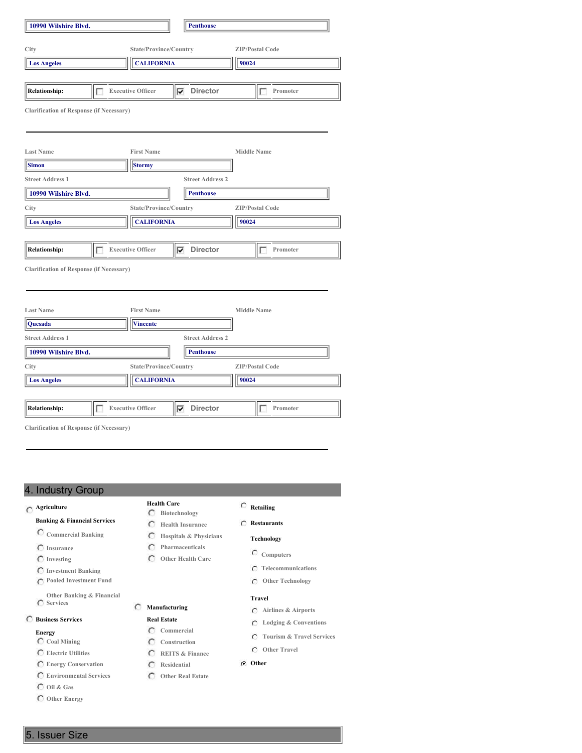| Street Address 1 | Street Address 2 |
|---|---|
| 10990 Wilshire Blvd. | Penthouse |

| City | State/Province/Country | ZIP/Postal Code |
|---|---|---|
| Los Angeles | CALIFORNIA | 90024 |

| Relationship: | ☐ Executive Officer | ☑ Director | ☐ Promoter |
|---|---|---|---|

Clarification of Response (if Necessary)

---

| Last Name | First Name | Middle Name |
|---|---|---|
| Simon | Stormy | |

| Street Address 1 | Street Address 2 |
|---|---|
| 10990 Wilshire Blvd. | Penthouse |

| City | State/Province/Country | ZIP/Postal Code |
|---|---|---|
| Los Angeles | CALIFORNIA | 90024 |

| Relationship: | ☐ Executive Officer | ☑ Director | ☐ Promoter |
|---|---|---|---|

Clarification of Response (if Necessary)

---

| Last Name | First Name | Middle Name |
|---|---|---|
| Quesada | Vincente | |

| Street Address 1 | Street Address 2 |
|---|---|
| 10990 Wilshire Blvd. | Penthouse |

| City | State/Province/Country | ZIP/Postal Code |
|---|---|---|
| Los Angeles | CALIFORNIA | 90024 |

| Relationship: | ☐ Executive Officer | ☑ Director | ☐ Promoter |
|---|---|---|---|

Clarification of Response (if Necessary)

---

## 4. Industry Group

- ○ Agriculture
- **Banking & Financial Services**
  - ○ Commercial Banking
  - ○ Insurance
  - ○ Investing
  - ○ Investment Banking
  - ○ Pooled Investment Fund
  - ○ Other Banking & Financial Services
- ○ Business Services
- **Energy**
  - ○ Coal Mining
  - ○ Electric Utilities
  - ○ Energy Conservation
  - ○ Environmental Services
  - ○ Oil & Gas
  - ○ Other Energy
- **Health Care**
  - ○ Biotechnology
  - ○ Health Insurance
  - ○ Hospitals & Physicians
  - ○ Pharmaceuticals
  - ○ Other Health Care
- ○ Manufacturing
- **Real Estate**
  - ○ Commercial
  - ○ Construction
  - ○ REITS & Finance
  - ○ Residential
  - ○ Other Real Estate
- ○ Retailing
- ○ Restaurants
- **Technology**
  - ○ Computers
  - ○ Telecommunications
  - ○ Other Technology
- **Travel**
  - ○ Airlines & Airports
  - ○ Lodging & Conventions
  - ○ Tourism & Travel Services
  - ○ Other Travel
- ◉ Other

## 5. Issuer Size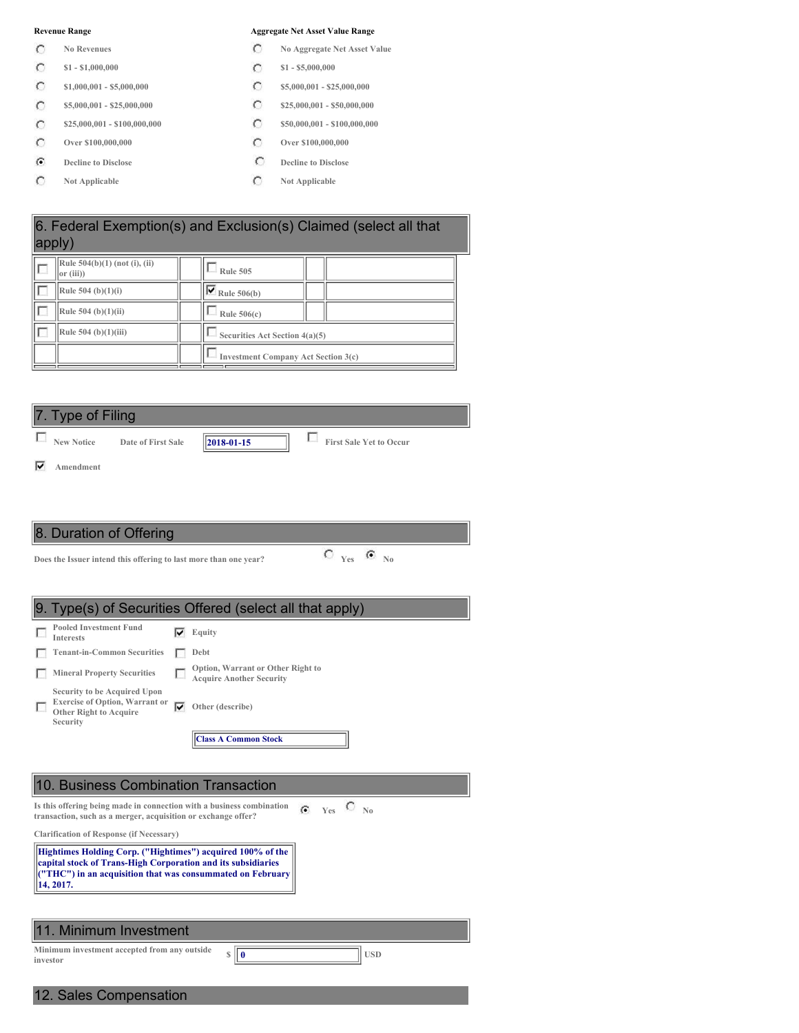| Revenue Range | | Aggregate Net Asset Value Range | |
|---|---|---|---|
| ○ | No Revenues | ○ | No Aggregate Net Asset Value |
| ○ | $1 - $1,000,000 | ○ | $1 - $5,000,000 |
| ○ | $1,000,001 - $5,000,000 | ○ | $5,000,001 - $25,000,000 |
| ○ | $5,000,001 - $25,000,000 | ○ | $25,000,001 - $50,000,000 |
| ○ | $25,000,001 - $100,000,000 | ○ | $50,000,001 - $100,000,000 |
| ○ | Over $100,000,000 | ○ | Over $100,000,000 |
| ◉ | Decline to Disclose | ○ | Decline to Disclose |
| ○ | Not Applicable | ○ | Not Applicable |

## 6. Federal Exemption(s) and Exclusion(s) Claimed (select all that apply)

| | | | |
|---|---|---|---|
| ☐ | Rule 504(b)(1) (not (i), (ii) or (iii)) | ☐ | Rule 505 |
| ☐ | Rule 504 (b)(1)(i) | ☑ | Rule 506(b) |
| ☐ | Rule 504 (b)(1)(ii) | ☐ | Rule 506(c) |
| ☐ | Rule 504 (b)(1)(iii) | ☐ | Securities Act Section 4(a)(5) |
| | | ☐ | Investment Company Act Section 3(c) |

## 7. Type of Filing

☐ New Notice Date of First Sale **2018-01-15** ☐ First Sale Yet to Occur

☑ Amendment

## 8. Duration of Offering

Does the Issuer intend this offering to last more than one year? ○ Yes ◉ No

## 9. Type(s) of Securities Offered (select all that apply)

| | | | |
|---|---|---|---|
| ☐ | Pooled Investment Fund Interests | ☑ | Equity |
| ☐ | Tenant-in-Common Securities | ☐ | Debt |
| ☐ | Mineral Property Securities | ☐ | Option, Warrant or Other Right to Acquire Another Security |
| ☐ | Security to be Acquired Upon Exercise of Option, Warrant or Other Right to Acquire Security | ☑ | Other (describe) |

**Class A Common Stock**

## 10. Business Combination Transaction

Is this offering being made in connection with a business combination transaction, such as a merger, acquisition or exchange offer? ◉ Yes ○ No

Clarification of Response (if Necessary)

**Hightimes Holding Corp. ("Hightimes") acquired 100% of the capital stock of Trans-High Corporation and its subsidiaries ("THC") in an acquisition that was consummated on February 14, 2017.**

## 11. Minimum Investment

Minimum investment accepted from any outside investor $ **0** USD

## 12. Sales Compensation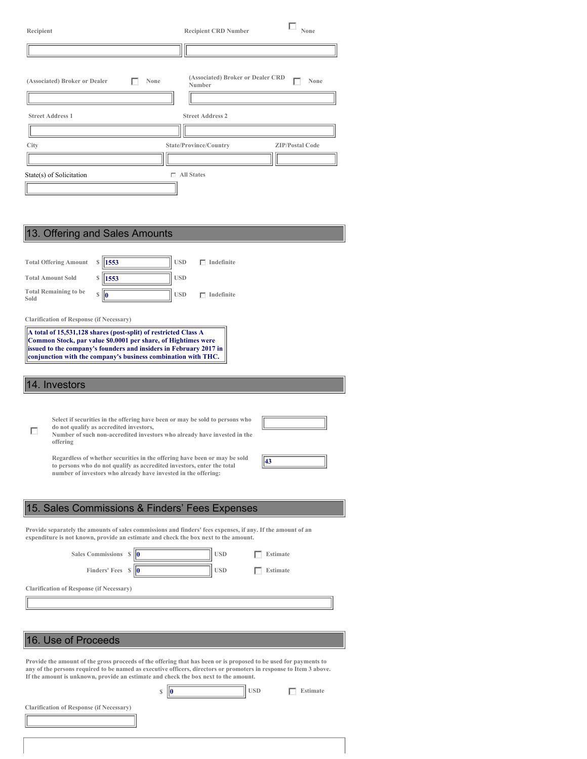Recipient

Recipient CRD Number ☐ None

(Associated) Broker or Dealer ☐ None

(Associated) Broker or Dealer CRD Number ☐ None

Street Address 1

Street Address 2

City

State/Province/Country

ZIP/Postal Code

State(s) of Solicitation ☐ All States

## 13. Offering and Sales Amounts

| | | | |
|---|---|---|---|
| Total Offering Amount | $ 1553 | USD | ☐ Indefinite |
| Total Amount Sold | $ 1553 | USD | |
| Total Remaining to be Sold | $ 0 | USD | ☐ Indefinite |

Clarification of Response (if Necessary)

A total of 15,531,128 shares (post-split) of restricted Class A Common Stock, par value $0.0001 per share, of Hightimes were issued to the company's founders and insiders in February 2017 in conjunction with the company's business combination with THC.

## 14. Investors

☐ Select if securities in the offering have been or may be sold to persons who do not qualify as accredited investors,
Number of such non-accredited investors who already have invested in the offering

Regardless of whether securities in the offering have been or may be sold to persons who do not qualify as accredited investors, enter the total number of investors who already have invested in the offering: 43

## 15. Sales Commissions & Finders' Fees Expenses

Provide separately the amounts of sales commissions and finders' fees expenses, if any. If the amount of an expenditure is not known, provide an estimate and check the box next to the amount.

| | | | |
|---|---|---|---|
| Sales Commissions | $ 0 | USD | ☐ Estimate |
| Finders' Fees | $ 0 | USD | ☐ Estimate |

Clarification of Response (if Necessary)

## 16. Use of Proceeds

Provide the amount of the gross proceeds of the offering that has been or is proposed to be used for payments to any of the persons required to be named as executive officers, directors or promoters in response to Item 3 above. If the amount is unknown, provide an estimate and check the box next to the amount.

$ 0 USD ☐ Estimate

Clarification of Response (if Necessary)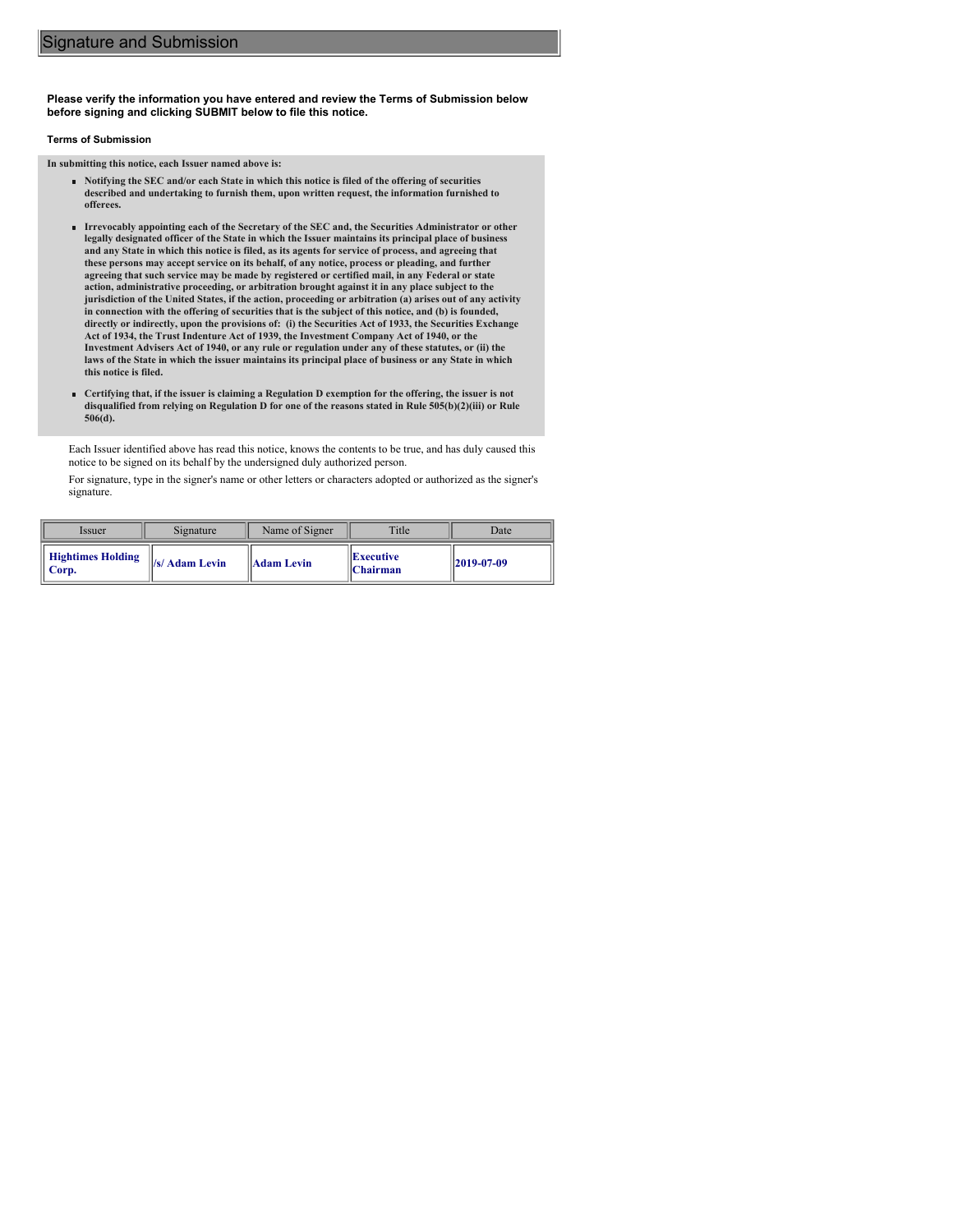## Signature and Submission

**Please verify the information you have entered and review the Terms of Submission below before signing and clicking SUBMIT below to file this notice.**

**Terms of Submission**

**In submitting this notice, each Issuer named above is:**

- **Notifying the SEC and/or each State in which this notice is filed of the offering of securities described and undertaking to furnish them, upon written request, the information furnished to offerees.**
- **Irrevocably appointing each of the Secretary of the SEC and, the Securities Administrator or other legally designated officer of the State in which the Issuer maintains its principal place of business and any State in which this notice is filed, as its agents for service of process, and agreeing that these persons may accept service on its behalf, of any notice, process or pleading, and further agreeing that such service may be made by registered or certified mail, in any Federal or state action, administrative proceeding, or arbitration brought against it in any place subject to the jurisdiction of the United States, if the action, proceeding or arbitration (a) arises out of any activity in connection with the offering of securities that is the subject of this notice, and (b) is founded, directly or indirectly, upon the provisions of: (i) the Securities Act of 1933, the Securities Exchange Act of 1934, the Trust Indenture Act of 1939, the Investment Company Act of 1940, or the Investment Advisers Act of 1940, or any rule or regulation under any of these statutes, or (ii) the laws of the State in which the issuer maintains its principal place of business or any State in which this notice is filed.**
- **Certifying that, if the issuer is claiming a Regulation D exemption for the offering, the issuer is not disqualified from relying on Regulation D for one of the reasons stated in Rule 505(b)(2)(iii) or Rule 506(d).**

Each Issuer identified above has read this notice, knows the contents to be true, and has duly caused this notice to be signed on its behalf by the undersigned duly authorized person.

For signature, type in the signer's name or other letters or characters adopted or authorized as the signer's signature.

| Issuer | Signature | Name of Signer | Title | Date |
|---|---|---|---|---|
| Hightimes Holding Corp. | /s/ Adam Levin | Adam Levin | Executive Chairman | 2019-07-09 |